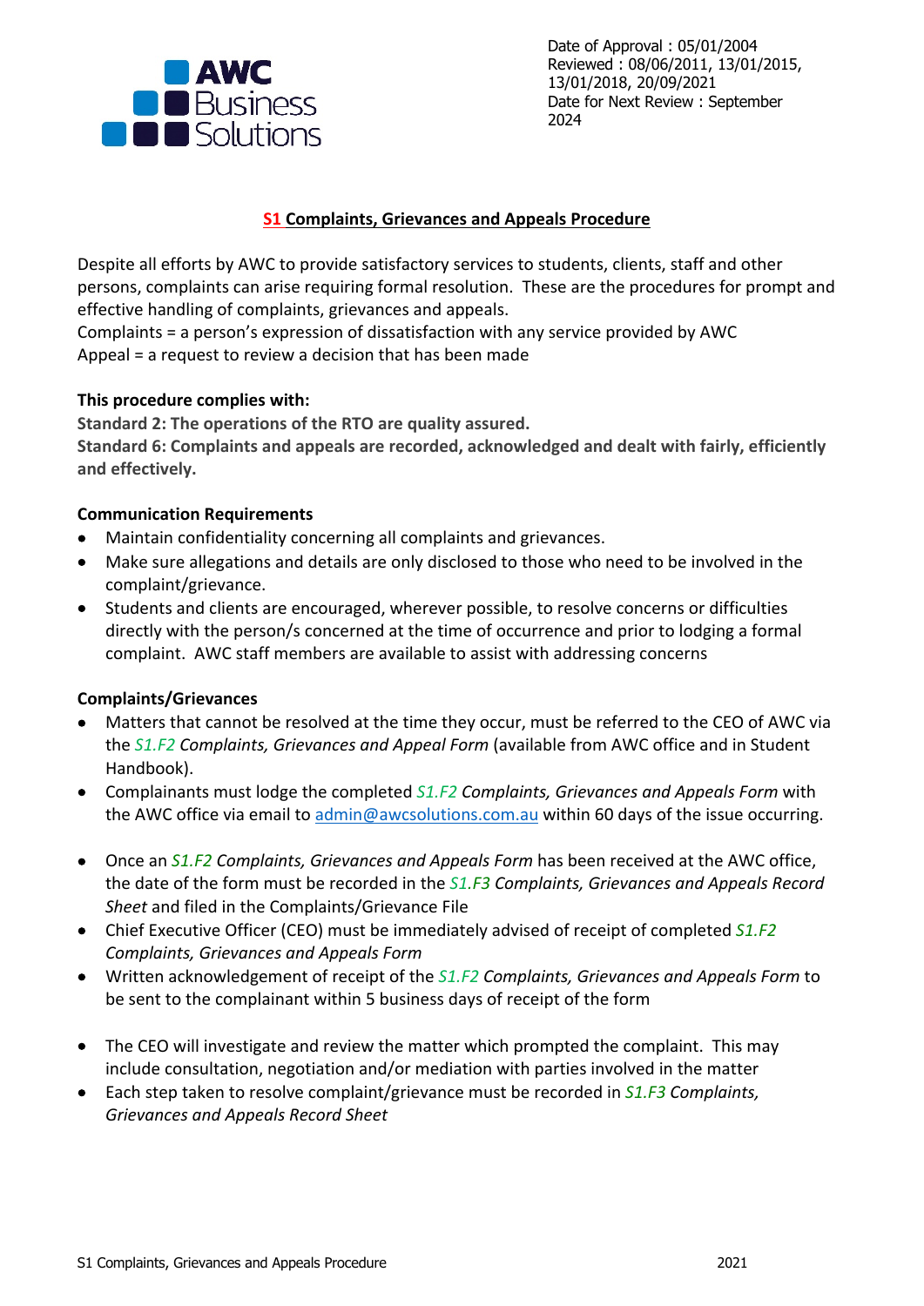AWC Business Solutions

Date of Approval : 05/01/2004
Reviewed : 08/06/2011, 13/01/2015, 13/01/2018, 20/09/2021
Date for Next Review : September 2024

# S1 Complaints, Grievances and Appeals Procedure

Despite all efforts by AWC to provide satisfactory services to students, clients, staff and other persons, complaints can arise requiring formal resolution. These are the procedures for prompt and effective handling of complaints, grievances and appeals.
Complaints = a person's expression of dissatisfaction with any service provided by AWC
Appeal = a request to review a decision that has been made

**This procedure complies with:**
**Standard 2: The operations of the RTO are quality assured.**
**Standard 6: Complaints and appeals are recorded, acknowledged and dealt with fairly, efficiently and effectively.**

**Communication Requirements**

- Maintain confidentiality concerning all complaints and grievances.
- Make sure allegations and details are only disclosed to those who need to be involved in the complaint/grievance.
- Students and clients are encouraged, wherever possible, to resolve concerns or difficulties directly with the person/s concerned at the time of occurrence and prior to lodging a formal complaint. AWC staff members are available to assist with addressing concerns

**Complaints/Grievances**

- Matters that cannot be resolved at the time they occur, must be referred to the CEO of AWC via the *S1.F2 Complaints, Grievances and Appeal Form* (available from AWC office and in Student Handbook).
- Complainants must lodge the completed *S1.F2 Complaints, Grievances and Appeals Form* with the AWC office via email to admin@awcsolutions.com.au within 60 days of the issue occurring.

- Once an *S1.F2 Complaints, Grievances and Appeals Form* has been received at the AWC office, the date of the form must be recorded in the *S1.F3 Complaints, Grievances and Appeals Record Sheet* and filed in the Complaints/Grievance File
- Chief Executive Officer (CEO) must be immediately advised of receipt of completed *S1.F2 Complaints, Grievances and Appeals Form*
- Written acknowledgement of receipt of the *S1.F2 Complaints, Grievances and Appeals Form* to be sent to the complainant within 5 business days of receipt of the form

- The CEO will investigate and review the matter which prompted the complaint. This may include consultation, negotiation and/or mediation with parties involved in the matter
- Each step taken to resolve complaint/grievance must be recorded in *S1.F3 Complaints, Grievances and Appeals Record Sheet*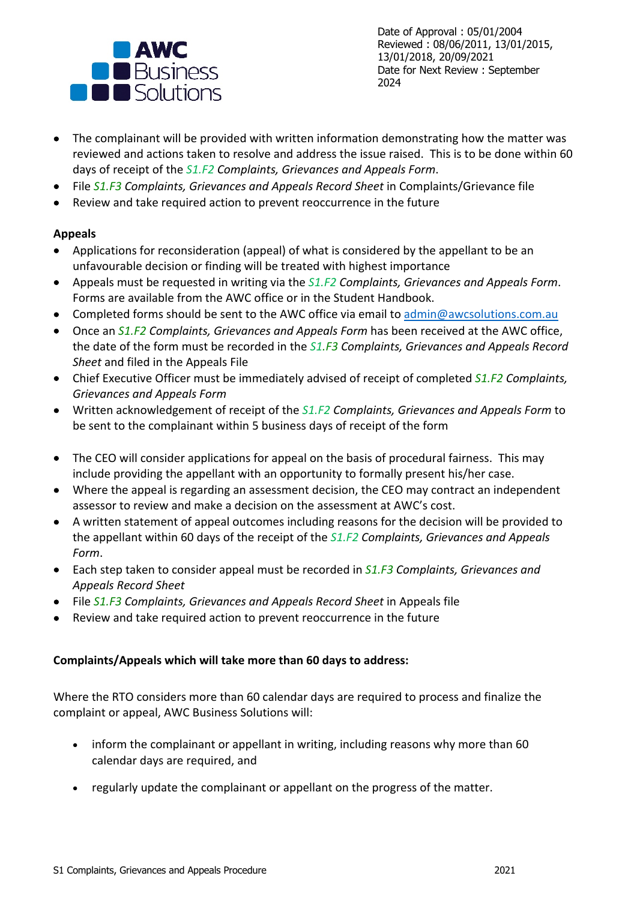- The complainant will be provided with written information demonstrating how the matter was reviewed and actions taken to resolve and address the issue raised. This is to be done within 60 days of receipt of the *S1.F2 Complaints, Grievances and Appeals Form*.
- File *S1.F3 Complaints, Grievances and Appeals Record Sheet* in Complaints/Grievance file
- Review and take required action to prevent reoccurrence in the future

**Appeals**

- Applications for reconsideration (appeal) of what is considered by the appellant to be an unfavourable decision or finding will be treated with highest importance
- Appeals must be requested in writing via the *S1.F2 Complaints, Grievances and Appeals Form*. Forms are available from the AWC office or in the Student Handbook.
- Completed forms should be sent to the AWC office via email to admin@awcsolutions.com.au
- Once an *S1.F2 Complaints, Grievances and Appeals Form* has been received at the AWC office, the date of the form must be recorded in the *S1.F3 Complaints, Grievances and Appeals Record Sheet* and filed in the Appeals File
- Chief Executive Officer must be immediately advised of receipt of completed *S1.F2 Complaints, Grievances and Appeals Form*
- Written acknowledgement of receipt of the *S1.F2 Complaints, Grievances and Appeals Form* to be sent to the complainant within 5 business days of receipt of the form

- The CEO will consider applications for appeal on the basis of procedural fairness. This may include providing the appellant with an opportunity to formally present his/her case.
- Where the appeal is regarding an assessment decision, the CEO may contract an independent assessor to review and make a decision on the assessment at AWC's cost.
- A written statement of appeal outcomes including reasons for the decision will be provided to the appellant within 60 days of the receipt of the *S1.F2 Complaints, Grievances and Appeals Form*.
- Each step taken to consider appeal must be recorded in *S1.F3 Complaints, Grievances and Appeals Record Sheet*
- File *S1.F3 Complaints, Grievances and Appeals Record Sheet* in Appeals file
- Review and take required action to prevent reoccurrence in the future

**Complaints/Appeals which will take more than 60 days to address:**

Where the RTO considers more than 60 calendar days are required to process and finalize the complaint or appeal, AWC Business Solutions will:

- inform the complainant or appellant in writing, including reasons why more than 60 calendar days are required, and
- regularly update the complainant or appellant on the progress of the matter.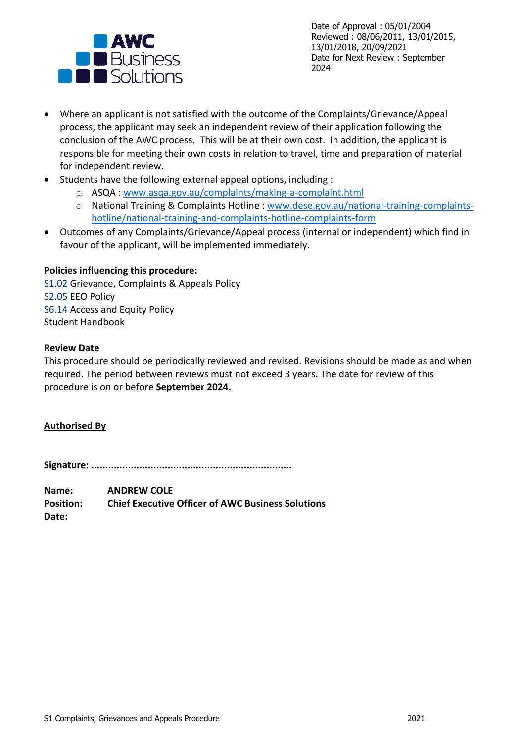- Where an applicant is not satisfied with the outcome of the Complaints/Grievance/Appeal process, the applicant may seek an independent review of their application following the conclusion of the AWC process. This will be at their own cost. In addition, the applicant is responsible for meeting their own costs in relation to travel, time and preparation of material for independent review.
- Students have the following external appeal options, including :
  - ASQA : www.asqa.gov.au/complaints/making-a-complaint.html
  - National Training & Complaints Hotline : www.dese.gov.au/national-training-complaints-hotline/national-training-and-complaints-hotline-complaints-form
- Outcomes of any Complaints/Grievance/Appeal process (internal or independent) which find in favour of the applicant, will be implemented immediately.

**Policies influencing this procedure:**

S1.02 Grievance, Complaints & Appeals Policy
S2.05 EEO Policy
S6.14 Access and Equity Policy
Student Handbook

**Review Date**

This procedure should be periodically reviewed and revised. Revisions should be made as and when required. The period between reviews must not exceed 3 years. The date for review of this procedure is on or before **September 2024.**

**Authorised By**

**Signature: ......................................................................**

**Name:** **ANDREW COLE**
**Position:** **Chief Executive Officer of AWC Business Solutions**
**Date:**